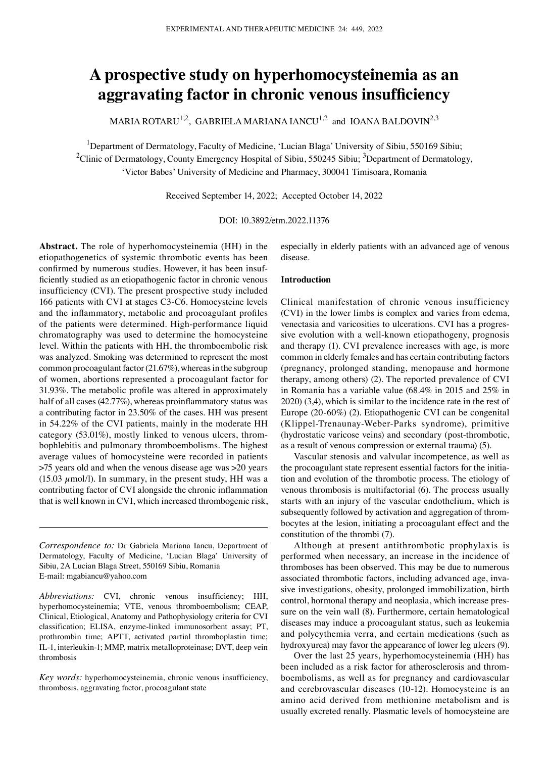# A prospective study on hyperhomocysteinemia as an aggravating factor in chronic venous insufficiency

MARIA ROTARU[1,2], GABRIELA MARIANA IANCU[1,2] and IOANA BALDOVIN[2,3]

[1]Department of Dermatology, Faculty of Medicine, 'Lucian Blaga' University of Sibiu, 550169 Sibiu; [2]Clinic of Dermatology, County Emergency Hospital of Sibiu, 550245 Sibiu; [3]Department of Dermatology, 'Victor Babes' University of Medicine and Pharmacy, 300041 Timisoara, Romania

Received September 14, 2022; Accepted October 14, 2022

DOI: 10.3892/etm.2022.11376

**Abstract.** The role of hyperhomocysteinemia (HH) in the etiopathogenetics of systemic thrombotic events has been confirmed by numerous studies. However, it has been insufficiently studied as an etiopathogenic factor in chronic venous insufficiency (CVI). The present prospective study included 166 patients with CVI at stages C3-C6. Homocysteine levels and the inflammatory, metabolic and procoagulant profiles of the patients were determined. High-performance liquid chromatography was used to determine the homocysteine level. Within the patients with HH, the thromboembolic risk was analyzed. Smoking was determined to represent the most common procoagulant factor (21.67%), whereas in the subgroup of women, abortions represented a procoagulant factor for 31.93%. The metabolic profile was altered in approximately half of all cases (42.77%), whereas proinflammatory status was a contributing factor in 23.50% of the cases. HH was present in 54.22% of the CVI patients, mainly in the moderate HH category (53.01%), mostly linked to venous ulcers, thrombophlebitis and pulmonary thromboembolisms. The highest average values of homocysteine were recorded in patients >75 years old and when the venous disease age was >20 years (15.03 $\mu$mol/l). In summary, in the present study, HH was a contributing factor of CVI alongside the chronic inflammation that is well known in CVI, which increased thrombogenic risk, especially in elderly patients with an advanced age of venous disease.

*Correspondence to:* Dr Gabriela Mariana Iancu, Department of Dermatology, Faculty of Medicine, 'Lucian Blaga' University of Sibiu, 2A Lucian Blaga Street, 550169 Sibiu, Romania
E-mail: mgabiancu@yahoo.com

*Abbreviations:* CVI, chronic venous insufficiency; HH, hyperhomocysteinemia; VTE, venous thromboembolism; CEAP, Clinical, Etiological, Anatomy and Pathophysiology criteria for CVI classification; ELISA, enzyme-linked immunosorbent assay; PT, prothrombin time; APTT, activated partial thromboplastin time; IL-1, interleukin-1; MMP, matrix metalloproteinase; DVT, deep vein thrombosis

*Key words:* hyperhomocysteinemia, chronic venous insufficiency, thrombosis, aggravating factor, procoagulant state

## Introduction

Clinical manifestation of chronic venous insufficiency (CVI) in the lower limbs is complex and varies from edema, venectasia and varicosities to ulcerations. CVI has a progressive evolution with a well-known etiopathogeny, prognosis and therapy (1). CVI prevalence increases with age, is more common in elderly females and has certain contributing factors (pregnancy, prolonged standing, menopause and hormone therapy, among others) (2). The reported prevalence of CVI in Romania has a variable value (68.4% in 2015 and 25% in 2020) (3,4), which is similar to the incidence rate in the rest of Europe (20-60%) (2). Etiopathogenic CVI can be congenital (Klippel-Trenaunay-Weber-Parks syndrome), primitive (hydrostatic varicose veins) and secondary (post-thrombotic, as a result of venous compression or external trauma) (5).

Vascular stenosis and valvular incompetence, as well as the procoagulant state represent essential factors for the initiation and evolution of the thrombotic process. The etiology of venous thrombosis is multifactorial (6). The process usually starts with an injury of the vascular endothelium, which is subsequently followed by activation and aggregation of thrombocytes at the lesion, initiating a procoagulant effect and the constitution of the thrombi (7).

Although at present antithrombotic prophylaxis is performed when necessary, an increase in the incidence of thromboses has been observed. This may be due to numerous associated thrombotic factors, including advanced age, invasive investigations, obesity, prolonged immobilization, birth control, hormonal therapy and neoplasia, which increase pressure on the vein wall (8). Furthermore, certain hematological diseases may induce a procoagulant status, such as leukemia and polycythemia verra, and certain medications (such as hydroxyurea) may favor the appearance of lower leg ulcers (9).

Over the last 25 years, hyperhomocysteinemia (HH) has been included as a risk factor for atherosclerosis and thromboembolisms, as well as for pregnancy and cardiovascular and cerebrovascular diseases (10-12). Homocysteine is an amino acid derived from methionine metabolism and is usually excreted renally. Plasmatic levels of homocysteine are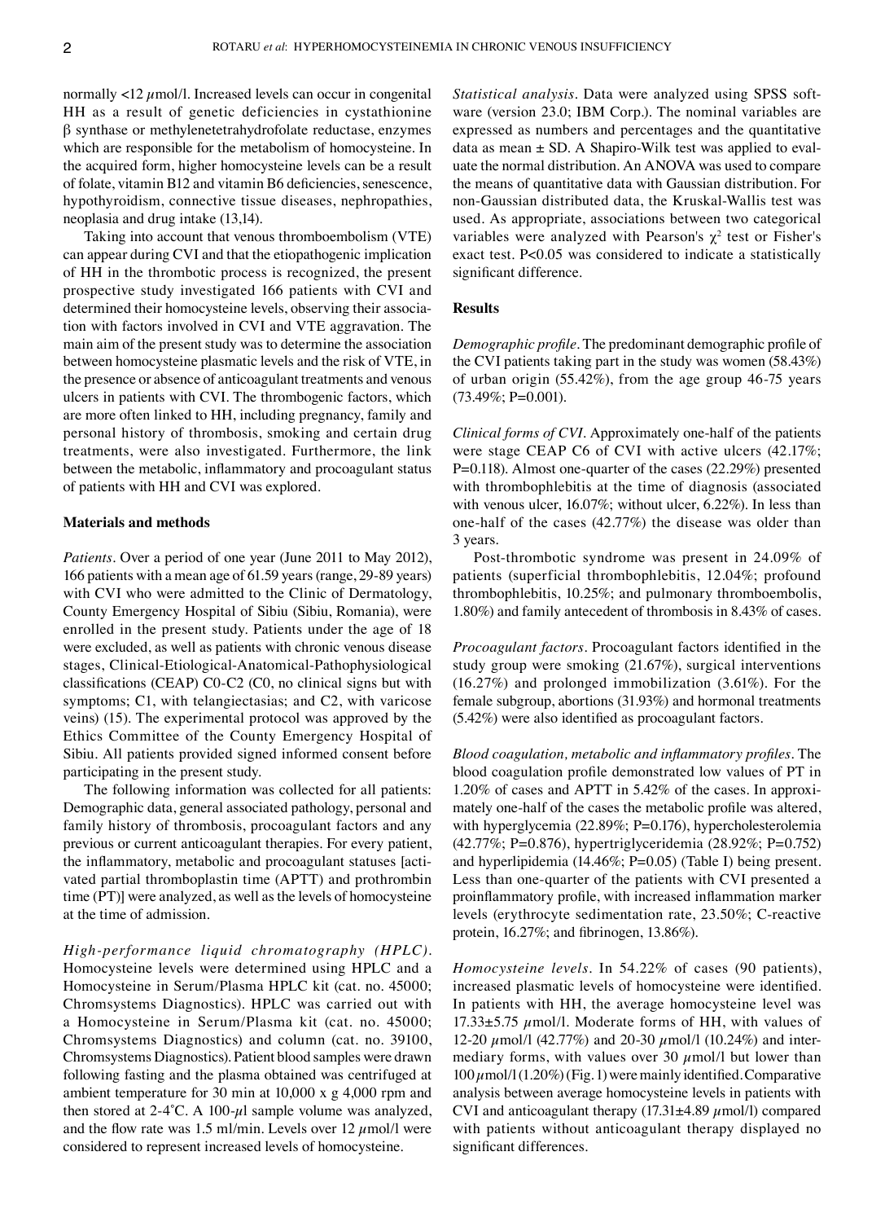normally <12 µmol/l. Increased levels can occur in congenital HH as a result of genetic deficiencies in cystathionine β synthase or methylenetetrahydrofolate reductase, enzymes which are responsible for the metabolism of homocysteine. In the acquired form, higher homocysteine levels can be a result of folate, vitamin B12 and vitamin B6 deficiencies, senescence, hypothyroidism, connective tissue diseases, nephropathies, neoplasia and drug intake (13,14).

Taking into account that venous thromboembolism (VTE) can appear during CVI and that the etiopathogenic implication of HH in the thrombotic process is recognized, the present prospective study investigated 166 patients with CVI and determined their homocysteine levels, observing their association with factors involved in CVI and VTE aggravation. The main aim of the present study was to determine the association between homocysteine plasmatic levels and the risk of VTE, in the presence or absence of anticoagulant treatments and venous ulcers in patients with CVI. The thrombogenic factors, which are more often linked to HH, including pregnancy, family and personal history of thrombosis, smoking and certain drug treatments, were also investigated. Furthermore, the link between the metabolic, inflammatory and procoagulant status of patients with HH and CVI was explored.

## Materials and methods

*Patients.* Over a period of one year (June 2011 to May 2012), 166 patients with a mean age of 61.59 years (range, 29-89 years) with CVI who were admitted to the Clinic of Dermatology, County Emergency Hospital of Sibiu (Sibiu, Romania), were enrolled in the present study. Patients under the age of 18 were excluded, as well as patients with chronic venous disease stages, Clinical-Etiological-Anatomical-Pathophysiological classifications (CEAP) C0-C2 (C0, no clinical signs but with symptoms; C1, with telangiectasias; and C2, with varicose veins) (15). The experimental protocol was approved by the Ethics Committee of the County Emergency Hospital of Sibiu. All patients provided signed informed consent before participating in the present study.

The following information was collected for all patients: Demographic data, general associated pathology, personal and family history of thrombosis, procoagulant factors and any previous or current anticoagulant therapies. For every patient, the inflammatory, metabolic and procoagulant statuses [activated partial thromboplastin time (APTT) and prothrombin time (PT)] were analyzed, as well as the levels of homocysteine at the time of admission.

*High-performance liquid chromatography (HPLC).* Homocysteine levels were determined using HPLC and a Homocysteine in Serum/Plasma HPLC kit (cat. no. 45000; Chromsystems Diagnostics). HPLC was carried out with a Homocysteine in Serum/Plasma kit (cat. no. 45000; Chromsystems Diagnostics) and column (cat. no. 39100, Chromsystems Diagnostics). Patient blood samples were drawn following fasting and the plasma obtained was centrifuged at ambient temperature for 30 min at 10,000 x g 4,000 rpm and then stored at 2-4˚C. A 100-µl sample volume was analyzed, and the flow rate was 1.5 ml/min. Levels over 12 µmol/l were considered to represent increased levels of homocysteine.

*Statistical analysis.* Data were analyzed using SPSS software (version 23.0; IBM Corp.). The nominal variables are expressed as numbers and percentages and the quantitative data as mean ± SD. A Shapiro-Wilk test was applied to evaluate the normal distribution. An ANOVA was used to compare the means of quantitative data with Gaussian distribution. For non-Gaussian distributed data, the Kruskal-Wallis test was used. As appropriate, associations between two categorical variables were analyzed with Pearson's $\chi^2$ test or Fisher's exact test. $P<0.05$ was considered to indicate a statistically significant difference.

## Results

*Demographic profile.* The predominant demographic profile of the CVI patients taking part in the study was women (58.43%) of urban origin (55.42%), from the age group 46-75 years (73.49%; P=0.001).

*Clinical forms of CVI.* Approximately one-half of the patients were stage CEAP C6 of CVI with active ulcers (42.17%; P=0.118). Almost one-quarter of the cases (22.29%) presented with thrombophlebitis at the time of diagnosis (associated with venous ulcer, 16.07%; without ulcer, 6.22%). In less than one-half of the cases (42.77%) the disease was older than 3 years.

Post-thrombotic syndrome was present in 24.09% of patients (superficial thrombophlebitis, 12.04%; profound thrombophlebitis, 10.25%; and pulmonary thromboembolis, 1.80%) and family antecedent of thrombosis in 8.43% of cases.

*Procoagulant factors.* Procoagulant factors identified in the study group were smoking (21.67%), surgical interventions (16.27%) and prolonged immobilization (3.61%). For the female subgroup, abortions (31.93%) and hormonal treatments (5.42%) were also identified as procoagulant factors.

*Blood coagulation, metabolic and inflammatory profiles.* The blood coagulation profile demonstrated low values of PT in 1.20% of cases and APTT in 5.42% of the cases. In approximately one-half of the cases the metabolic profile was altered, with hyperglycemia (22.89%; P=0.176), hypercholesterolemia (42.77%; P=0.876), hypertriglyceridemia (28.92%; P=0.752) and hyperlipidemia (14.46%; P=0.05) (Table I) being present. Less than one-quarter of the patients with CVI presented a proinflammatory profile, with increased inflammation marker levels (erythrocyte sedimentation rate, 23.50%; C-reactive protein, 16.27%; and fibrinogen, 13.86%).

*Homocysteine levels.* In 54.22% of cases (90 patients), increased plasmatic levels of homocysteine were identified. In patients with HH, the average homocysteine level was 17.33±5.75 µmol/l. Moderate forms of HH, with values of 12-20 µmol/l (42.77%) and 20-30 µmol/l (10.24%) and intermediary forms, with values over 30 µmol/l but lower than 100 µmol/l (1.20%) (Fig. 1) were mainly identified. Comparative analysis between average homocysteine levels in patients with CVI and anticoagulant therapy (17.31±4.89 µmol/l) compared with patients without anticoagulant therapy displayed no significant differences.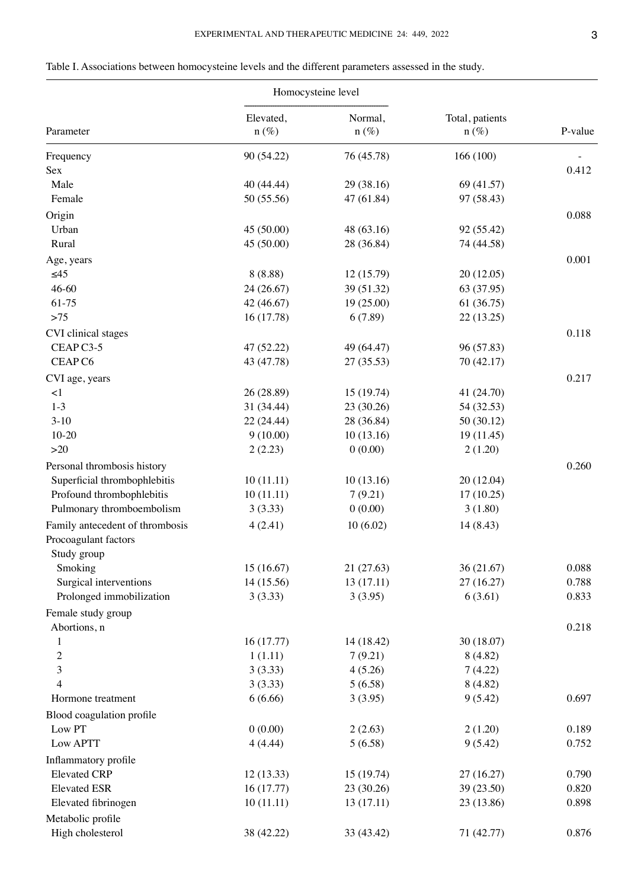Table I. Associations between homocysteine levels and the different parameters assessed in the study.

| Parameter | Homocysteine level | | | |
|---|---|---|---|---|
| | Elevated, n (%) | Normal, n (%) | Total, patients n (%) | P-value |
| Frequency | 90 (54.22) | 76 (45.78) | 166 (100) | - |
| Sex | | | | 0.412 |
| Male | 40 (44.44) | 29 (38.16) | 69 (41.57) | |
| Female | 50 (55.56) | 47 (61.84) | 97 (58.43) | |
| Origin | | | | 0.088 |
| Urban | 45 (50.00) | 48 (63.16) | 92 (55.42) | |
| Rural | 45 (50.00) | 28 (36.84) | 74 (44.58) | |
| Age, years | | | | 0.001 |
| ≤45 | 8 (8.88) | 12 (15.79) | 20 (12.05) | |
| 46-60 | 24 (26.67) | 39 (51.32) | 63 (37.95) | |
| 61-75 | 42 (46.67) | 19 (25.00) | 61 (36.75) | |
| >75 | 16 (17.78) | 6 (7.89) | 22 (13.25) | |
| CVI clinical stages | | | | 0.118 |
| CEAP C3-5 | 47 (52.22) | 49 (64.47) | 96 (57.83) | |
| CEAP C6 | 43 (47.78) | 27 (35.53) | 70 (42.17) | |
| CVI age, years | | | | 0.217 |
| <1 | 26 (28.89) | 15 (19.74) | 41 (24.70) | |
| 1-3 | 31 (34.44) | 23 (30.26) | 54 (32.53) | |
| 3-10 | 22 (24.44) | 28 (36.84) | 50 (30.12) | |
| 10-20 | 9 (10.00) | 10 (13.16) | 19 (11.45) | |
| >20 | 2 (2.23) | 0 (0.00) | 2 (1.20) | |
| Personal thrombosis history | | | | 0.260 |
| Superficial thrombophlebitis | 10 (11.11) | 10 (13.16) | 20 (12.04) | |
| Profound thrombophlebitis | 10 (11.11) | 7 (9.21) | 17 (10.25) | |
| Pulmonary thromboembolism | 3 (3.33) | 0 (0.00) | 3 (1.80) | |
| Family antecedent of thrombosis | 4 (2.41) | 10 (6.02) | 14 (8.43) | |
| Procoagulant factors | | | | |
| Study group | | | | |
| Smoking | 15 (16.67) | 21 (27.63) | 36 (21.67) | 0.088 |
| Surgical interventions | 14 (15.56) | 13 (17.11) | 27 (16.27) | 0.788 |
| Prolonged immobilization | 3 (3.33) | 3 (3.95) | 6 (3.61) | 0.833 |
| Female study group | | | | |
| Abortions, n | | | | 0.218 |
| 1 | 16 (17.77) | 14 (18.42) | 30 (18.07) | |
| 2 | 1 (1.11) | 7 (9.21) | 8 (4.82) | |
| 3 | 3 (3.33) | 4 (5.26) | 7 (4.22) | |
| 4 | 3 (3.33) | 5 (6.58) | 8 (4.82) | |
| Hormone treatment | 6 (6.66) | 3 (3.95) | 9 (5.42) | 0.697 |
| Blood coagulation profile | | | | |
| Low PT | 0 (0.00) | 2 (2.63) | 2 (1.20) | 0.189 |
| Low APTT | 4 (4.44) | 5 (6.58) | 9 (5.42) | 0.752 |
| Inflammatory profile | | | | |
| Elevated CRP | 12 (13.33) | 15 (19.74) | 27 (16.27) | 0.790 |
| Elevated ESR | 16 (17.77) | 23 (30.26) | 39 (23.50) | 0.820 |
| Elevated fibrinogen | 10 (11.11) | 13 (17.11) | 23 (13.86) | 0.898 |
| Metabolic profile | | | | |
| High cholesterol | 38 (42.22) | 33 (43.42) | 71 (42.77) | 0.876 |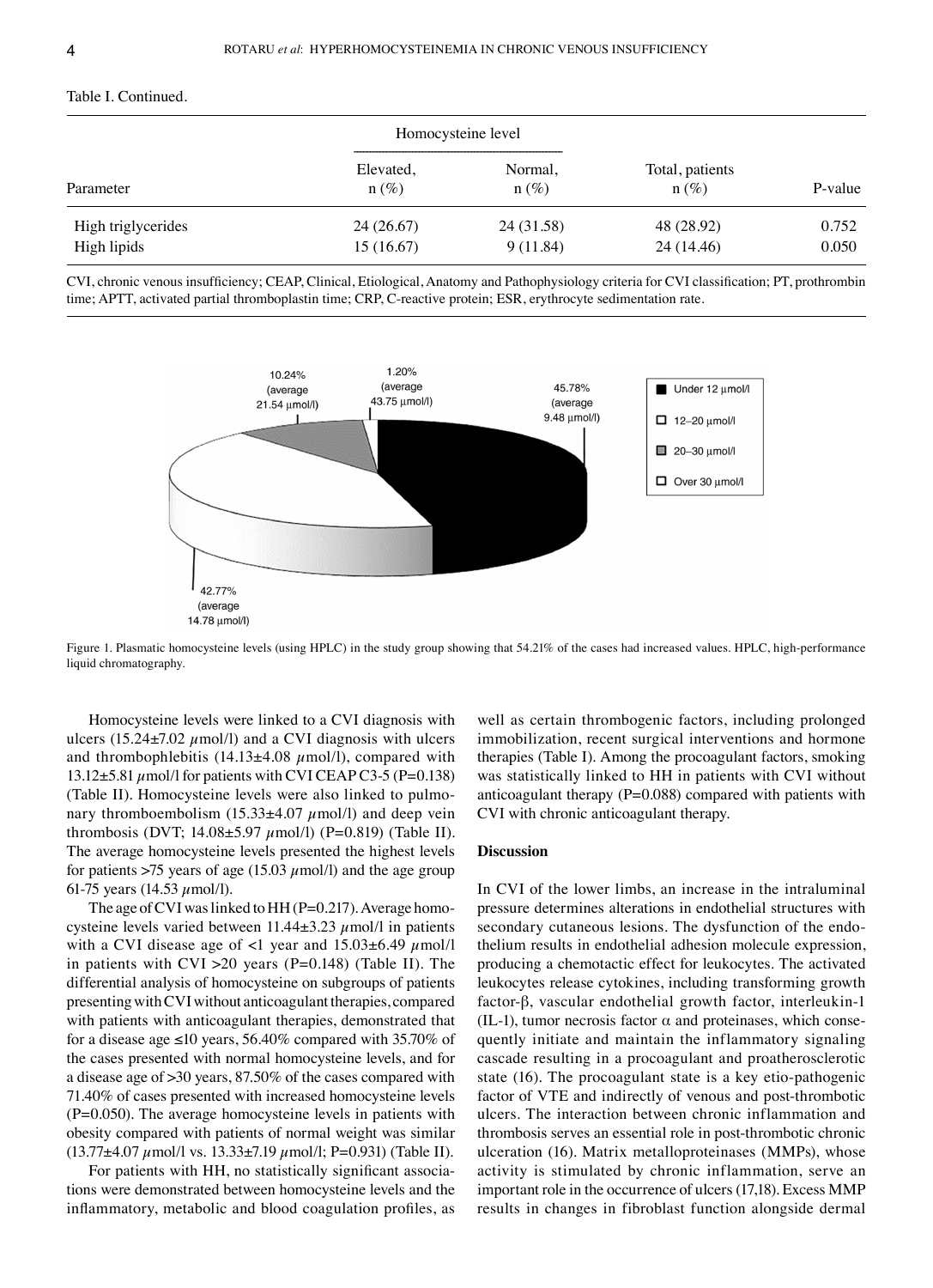Table I. Continued.

| Parameter | Homocysteine level | | Total, patients n (%) | P-value |
|---|---|---|---|---|
| | Elevated, n (%) | Normal, n (%) | | |
| High triglycerides | 24 (26.67) | 24 (31.58) | 48 (28.92) | 0.752 |
| High lipids | 15 (16.67) | 9 (11.84) | 24 (14.46) | 0.050 |

CVI, chronic venous insufficiency; CEAP, Clinical, Etiological, Anatomy and Pathophysiology criteria for CVI classification; PT, prothrombin time; APTT, activated partial thromboplastin time; CRP, C-reactive protein; ESR, erythrocyte sedimentation rate.

Figure 1. Plasmatic homocysteine levels (using HPLC) in the study group showing that 54.21% of the cases had increased values. HPLC, high-performance liquid chromatography.

Homocysteine levels were linked to a CVI diagnosis with ulcers (15.24±7.02 µmol/l) and a CVI diagnosis with ulcers and thrombophlebitis (14.13±4.08 µmol/l), compared with 13.12±5.81 µmol/l for patients with CVI CEAP C3-5 (P=0.138) (Table II). Homocysteine levels were also linked to pulmonary thromboembolism (15.33±4.07 µmol/l) and deep vein thrombosis (DVT; 14.08±5.97 µmol/l) (P=0.819) (Table II). The average homocysteine levels presented the highest levels for patients >75 years of age (15.03 µmol/l) and the age group 61-75 years (14.53 µmol/l).

The age of CVI was linked to HH (P=0.217). Average homocysteine levels varied between 11.44±3.23 µmol/l in patients with a CVI disease age of <1 year and 15.03±6.49 µmol/l in patients with CVI >20 years (P=0.148) (Table II). The differential analysis of homocysteine on subgroups of patients presenting with CVI without anticoagulant therapies, compared with patients with anticoagulant therapies, demonstrated that for a disease age ≤10 years, 56.40% compared with 35.70% of the cases presented with normal homocysteine levels, and for a disease age of >30 years, 87.50% of the cases compared with 71.40% of cases presented with increased homocysteine levels (P=0.050). The average homocysteine levels in patients with obesity compared with patients of normal weight was similar (13.77±4.07 µmol/l vs. 13.33±7.19 µmol/l; P=0.931) (Table II).

For patients with HH, no statistically significant associations were demonstrated between homocysteine levels and the inflammatory, metabolic and blood coagulation profiles, as well as certain thrombogenic factors, including prolonged immobilization, recent surgical interventions and hormone therapies (Table I). Among the procoagulant factors, smoking was statistically linked to HH in patients with CVI without anticoagulant therapy (P=0.088) compared with patients with CVI with chronic anticoagulant therapy.

## Discussion

In CVI of the lower limbs, an increase in the intraluminal pressure determines alterations in endothelial structures with secondary cutaneous lesions. The dysfunction of the endothelium results in endothelial adhesion molecule expression, producing a chemotactic effect for leukocytes. The activated leukocytes release cytokines, including transforming growth factor-β, vascular endothelial growth factor, interleukin-1 (IL-1), tumor necrosis factor α and proteinases, which consequently initiate and maintain the inflammatory signaling cascade resulting in a procoagulant and proatherosclerotic state (16). The procoagulant state is a key etio-pathogenic factor of VTE and indirectly of venous and post-thrombotic ulcers. The interaction between chronic inflammation and thrombosis serves an essential role in post-thrombotic chronic ulceration (16). Matrix metalloproteinases (MMPs), whose activity is stimulated by chronic inflammation, serve an important role in the occurrence of ulcers (17,18). Excess MMP results in changes in fibroblast function alongside dermal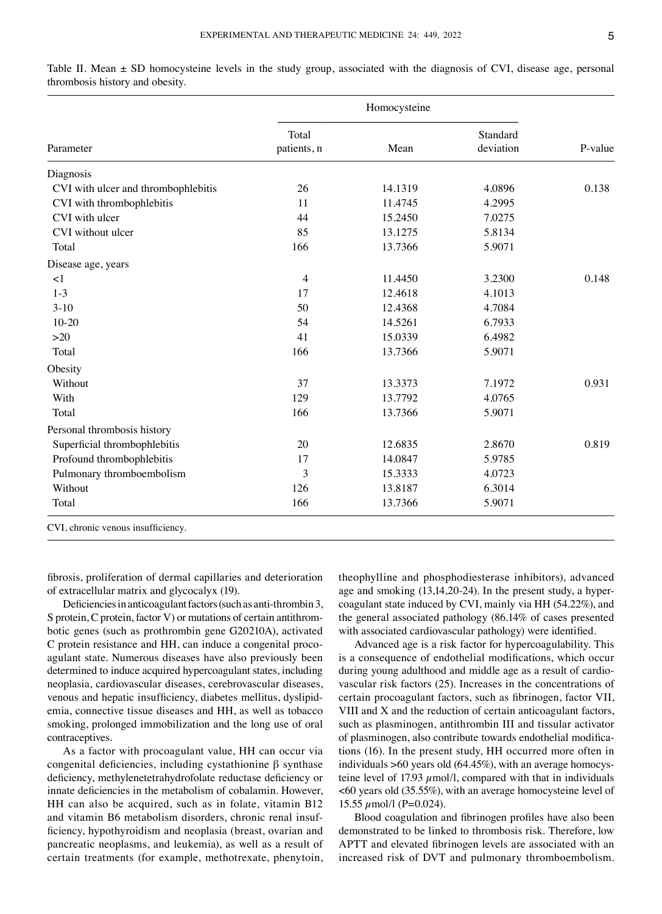Table II. Mean ± SD homocysteine levels in the study group, associated with the diagnosis of CVI, disease age, personal thrombosis history and obesity.

| | Homocysteine | | | |
|---|---|---|---|---|
| Parameter | Total patients, n | Mean | Standard deviation | P-value |
| Diagnosis | | | | |
| CVI with ulcer and thrombophlebitis | 26 | 14.1319 | 4.0896 | 0.138 |
| CVI with thrombophlebitis | 11 | 11.4745 | 4.2995 | |
| CVI with ulcer | 44 | 15.2450 | 7.0275 | |
| CVI without ulcer | 85 | 13.1275 | 5.8134 | |
| Total | 166 | 13.7366 | 5.9071 | |
| Disease age, years | | | | |
| <1 | 4 | 11.4450 | 3.2300 | 0.148 |
| 1-3 | 17 | 12.4618 | 4.1013 | |
| 3-10 | 50 | 12.4368 | 4.7084 | |
| 10-20 | 54 | 14.5261 | 6.7933 | |
| >20 | 41 | 15.0339 | 6.4982 | |
| Total | 166 | 13.7366 | 5.9071 | |
| Obesity | | | | |
| Without | 37 | 13.3373 | 7.1972 | 0.931 |
| With | 129 | 13.7792 | 4.0765 | |
| Total | 166 | 13.7366 | 5.9071 | |
| Personal thrombosis history | | | | |
| Superficial thrombophlebitis | 20 | 12.6835 | 2.8670 | 0.819 |
| Profound thrombophlebitis | 17 | 14.0847 | 5.9785 | |
| Pulmonary thromboembolism | 3 | 15.3333 | 4.0723 | |
| Without | 126 | 13.8187 | 6.3014 | |
| Total | 166 | 13.7366 | 5.9071 | |

CVI, chronic venous insufficiency.

fibrosis, proliferation of dermal capillaries and deterioration of extracellular matrix and glycocalyx (19).

Deficiencies in anticoagulant factors (such as anti-thrombin 3, S protein, C protein, factor V) or mutations of certain antithrombotic genes (such as prothrombin gene G20210A), activated C protein resistance and HH, can induce a congenital procoagulant state. Numerous diseases have also previously been determined to induce acquired hypercoagulant states, including neoplasia, cardiovascular diseases, cerebrovascular diseases, venous and hepatic insufficiency, diabetes mellitus, dyslipidemia, connective tissue diseases and HH, as well as tobacco smoking, prolonged immobilization and the long use of oral contraceptives.

As a factor with procoagulant value, HH can occur via congenital deficiencies, including cystathionine β synthase deficiency, methylenetetrahydrofolate reductase deficiency or innate deficiencies in the metabolism of cobalamin. However, HH can also be acquired, such as in folate, vitamin B12 and vitamin B6 metabolism disorders, chronic renal insufficiency, hypothyroidism and neoplasia (breast, ovarian and pancreatic neoplasms, and leukemia), as well as a result of certain treatments (for example, methotrexate, phenytoin, theophylline and phosphodiesterase inhibitors), advanced age and smoking (13,14,20-24). In the present study, a hypercoagulant state induced by CVI, mainly via HH (54.22%), and the general associated pathology (86.14% of cases presented with associated cardiovascular pathology) were identified.

Advanced age is a risk factor for hypercoagulability. This is a consequence of endothelial modifications, which occur during young adulthood and middle age as a result of cardiovascular risk factors (25). Increases in the concentrations of certain procoagulant factors, such as fibrinogen, factor VII, VIII and X and the reduction of certain anticoagulant factors, such as plasminogen, antithrombin III and tissular activator of plasminogen, also contribute towards endothelial modifications (16). In the present study, HH occurred more often in individuals >60 years old (64.45%), with an average homocysteine level of 17.93 $\mu$mol/l, compared with that in individuals <60 years old (35.55%), with an average homocysteine level of 15.55 $\mu$mol/l (P=0.024).

Blood coagulation and fibrinogen profiles have also been demonstrated to be linked to thrombosis risk. Therefore, low APTT and elevated fibrinogen levels are associated with an increased risk of DVT and pulmonary thromboembolism.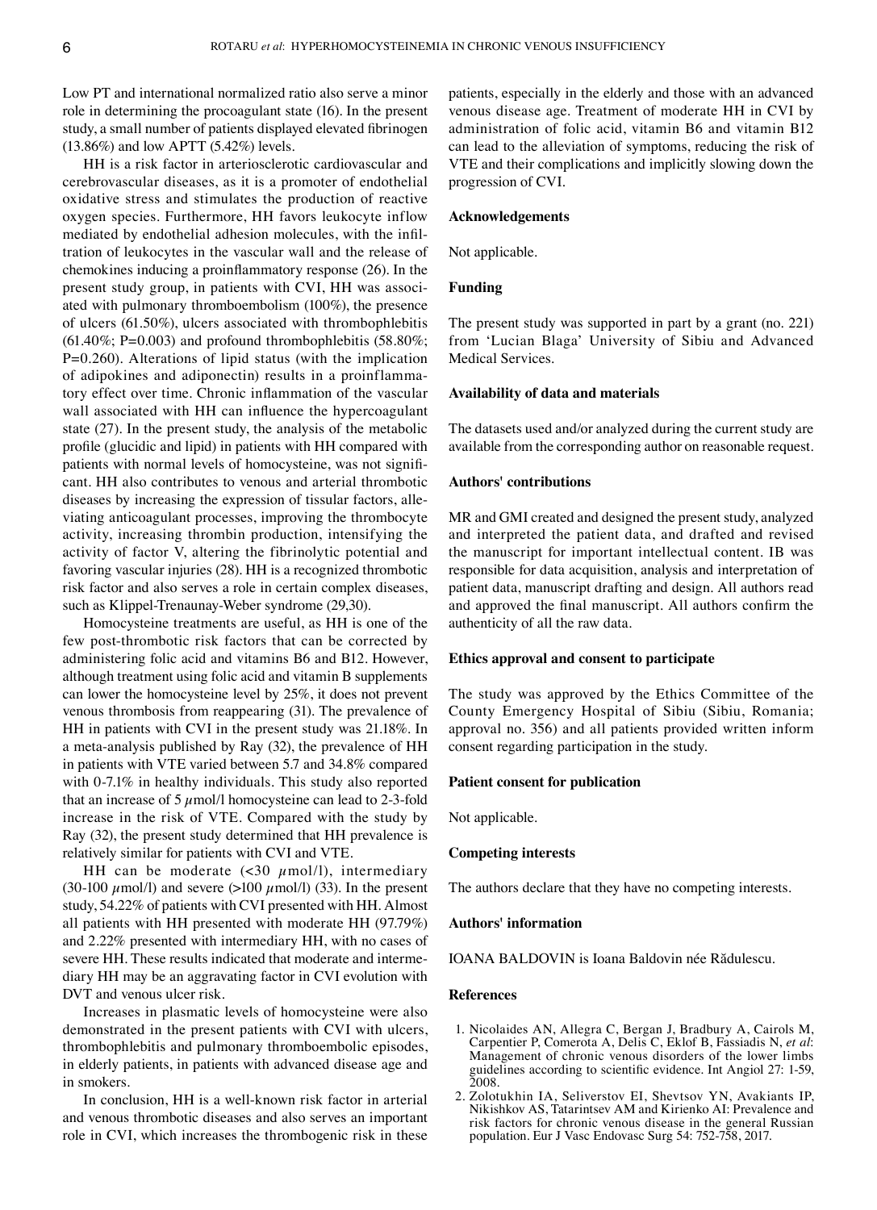Low PT and international normalized ratio also serve a minor role in determining the procoagulant state (16). In the present study, a small number of patients displayed elevated fibrinogen (13.86%) and low APTT (5.42%) levels.

HH is a risk factor in arteriosclerotic cardiovascular and cerebrovascular diseases, as it is a promoter of endothelial oxidative stress and stimulates the production of reactive oxygen species. Furthermore, HH favors leukocyte inflow mediated by endothelial adhesion molecules, with the infiltration of leukocytes in the vascular wall and the release of chemokines inducing a proinflammatory response (26). In the present study group, in patients with CVI, HH was associated with pulmonary thromboembolism (100%), the presence of ulcers (61.50%), ulcers associated with thrombophlebitis (61.40%; P=0.003) and profound thrombophlebitis (58.80%; P=0.260). Alterations of lipid status (with the implication of adipokines and adiponectin) results in a proinflammatory effect over time. Chronic inflammation of the vascular wall associated with HH can influence the hypercoagulant state (27). In the present study, the analysis of the metabolic profile (glucidic and lipid) in patients with HH compared with patients with normal levels of homocysteine, was not significant. HH also contributes to venous and arterial thrombotic diseases by increasing the expression of tissular factors, alleviating anticoagulant processes, improving the thrombocyte activity, increasing thrombin production, intensifying the activity of factor V, altering the fibrinolytic potential and favoring vascular injuries (28). HH is a recognized thrombotic risk factor and also serves a role in certain complex diseases, such as Klippel-Trenaunay-Weber syndrome (29,30).

Homocysteine treatments are useful, as HH is one of the few post-thrombotic risk factors that can be corrected by administering folic acid and vitamins B6 and B12. However, although treatment using folic acid and vitamin B supplements can lower the homocysteine level by 25%, it does not prevent venous thrombosis from reappearing (31). The prevalence of HH in patients with CVI in the present study was 21.18%. In a meta-analysis published by Ray (32), the prevalence of HH in patients with VTE varied between 5.7 and 34.8% compared with 0-7.1% in healthy individuals. This study also reported that an increase of 5 $\mu$mol/l homocysteine can lead to 2-3-fold increase in the risk of VTE. Compared with the study by Ray (32), the present study determined that HH prevalence is relatively similar for patients with CVI and VTE.

HH can be moderate (<30 $\mu$mol/l), intermediary (30-100 $\mu$mol/l) and severe (>100 $\mu$mol/l) (33). In the present study, 54.22% of patients with CVI presented with HH. Almost all patients with HH presented with moderate HH (97.79%) and 2.22% presented with intermediary HH, with no cases of severe HH. These results indicated that moderate and intermediary HH may be an aggravating factor in CVI evolution with DVT and venous ulcer risk.

Increases in plasmatic levels of homocysteine were also demonstrated in the present patients with CVI with ulcers, thrombophlebitis and pulmonary thromboembolic episodes, in elderly patients, in patients with advanced disease age and in smokers.

In conclusion, HH is a well-known risk factor in arterial and venous thrombotic diseases and also serves an important role in CVI, which increases the thrombogenic risk in these patients, especially in the elderly and those with an advanced venous disease age. Treatment of moderate HH in CVI by administration of folic acid, vitamin B6 and vitamin B12 can lead to the alleviation of symptoms, reducing the risk of VTE and their complications and implicitly slowing down the progression of CVI.

## Acknowledgements

Not applicable.

## Funding

The present study was supported in part by a grant (no. 221) from 'Lucian Blaga' University of Sibiu and Advanced Medical Services.

## Availability of data and materials

The datasets used and/or analyzed during the current study are available from the corresponding author on reasonable request.

## Authors' contributions

MR and GMI created and designed the present study, analyzed and interpreted the patient data, and drafted and revised the manuscript for important intellectual content. IB was responsible for data acquisition, analysis and interpretation of patient data, manuscript drafting and design. All authors read and approved the final manuscript. All authors confirm the authenticity of all the raw data.

## Ethics approval and consent to participate

The study was approved by the Ethics Committee of the County Emergency Hospital of Sibiu (Sibiu, Romania; approval no. 356) and all patients provided written inform consent regarding participation in the study.

## Patient consent for publication

Not applicable.

## Competing interests

The authors declare that they have no competing interests.

## Authors' information

IOANA BALDOVIN is Ioana Baldovin née Rădulescu.

## References

1. Nicolaides AN, Allegra C, Bergan J, Bradbury A, Cairols M, Carpentier P, Comerota A, Delis C, Eklof B, Fassiadis N, *et al*: Management of chronic venous disorders of the lower limbs guidelines according to scientific evidence. Int Angiol 27: 1-59, 2008.
2. Zolotukhin IA, Seliverstov EI, Shevtsov YN, Avakiants IP, Nikishkov AS, Tatarintsev AM and Kirienko AI: Prevalence and risk factors for chronic venous disease in the general Russian population. Eur J Vasc Endovasc Surg 54: 752-758, 2017.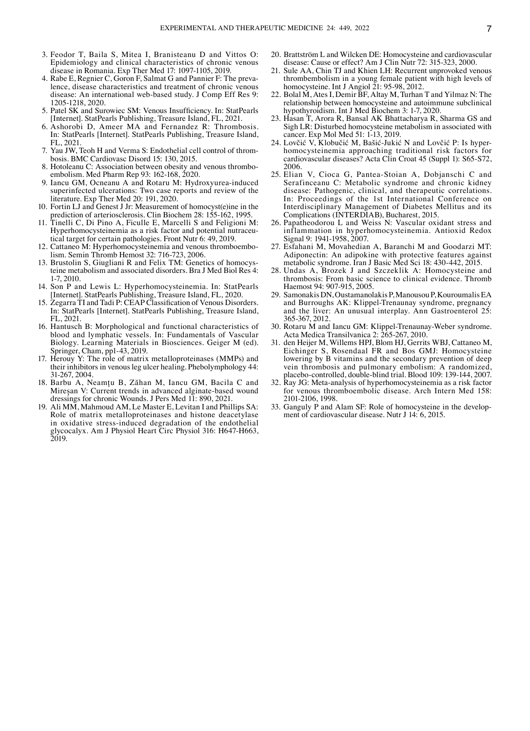3. Feodor T, Baila S, Mitea I, Branisteanu D and Vittos O: Epidemiology and clinical characteristics of chronic venous disease in Romania. Exp Ther Med 17: 1097-1105, 2019.
4. Rabe E, Regnier C, Goron F, Salmat G and Pannier F: The prevalence, disease characteristics and treatment of chronic venous disease: An international web-based study. J Comp Eff Res 9: 1205-1218, 2020.
5. Patel SK and Surowiec SM: Venous Insufficiency. In: StatPearls [Internet]. StatPearls Publishing, Treasure Island, FL, 2021.
6. Ashorobi D, Ameer MA and Fernandez R: Thrombosis. In: StatPearls [Internet]. StatPearls Publishing, Treasure Island, FL, 2021.
7. Yau JW, Teoh H and Verma S: Endothelial cell control of thrombosis. BMC Cardiovasc Disord 15: 130, 2015.
8. Hotoleanu C: Association between obesity and venous thromboembolism. Med Pharm Rep 93: 162-168, 2020.
9. Iancu GM, Ocneanu A and Rotaru M: Hydroxyurea-induced superinfected ulcerations: Two case reports and review of the literature. Exp Ther Med 20: 191, 2020.
10. Fortin LJ and Genest J Jr: Measurement of homocyst(e)ine in the prediction of arteriosclerosis. Clin Biochem 28: 155-162, 1995.
11. Tinelli C, Di Pino A, Ficulle E, Marcelli S and Feligioni M: Hyperhomocysteinemia as a risk factor and potential nutraceutical target for certain pathologies. Front Nutr 6: 49, 2019.
12. Cattaneo M: Hyperhomocysteinemia and venous thromboembolism. Semin Thromb Hemost 32: 716-723, 2006.
13. Brustolin S, Giugliani R and Felix TM: Genetics of homocysteine metabolism and associated disorders. Bra J Med Biol Res 4: 1-7, 2010.
14. Son P and Lewis L: Hyperhomocysteinemia. In: StatPearls [Internet]. StatPearls Publishing, Treasure Island, FL, 2020.
15. Zegarra TI and Tadi P: CEAP Classification of Venous Disorders. In: StatPearls [Internet]. StatPearls Publishing, Treasure Island, FL, 2021.
16. Hantusch B: Morphological and functional characteristics of blood and lymphatic vessels. In: Fundamentals of Vascular Biology. Learning Materials in Biosciences. Geiger M (ed). Springer, Cham, pp1-43, 2019.
17. Herouy Y: The role of matrix metalloproteinases (MMPs) and their inhibitors in venous leg ulcer healing. Phebolymphology 44: 31-267, 2004.
18. Barbu A, Neamţu B, Zăhan M, Iancu GM, Bacila C and Mireşan V: Current trends in advanced alginate-based wound dressings for chronic Wounds. J Pers Med 11: 890, 2021.
19. Ali MM, Mahmoud AM, Le Master E, Levitan I and Phillips SA: Role of matrix metalloproteinases and histone deacetylase in oxidative stress-induced degradation of the endothelial glycocalyx. Am J Physiol Heart Circ Physiol 316: H647-H663, 2019.
20. Brattström L and Wilcken DE: Homocysteine and cardiovascular disease: Cause or effect? Am J Clin Nutr 72: 315-323, 2000.
21. Sule AA, Chin TJ and Khien LH: Recurrent unprovoked venous thrombembolism in a young female patient with high levels of homocysteine. Int J Angiol 21: 95-98, 2012.
22. Bolal M, Ates I, Demir BF, Altay M, Turhan T and Yilmaz N: The relationship between homocysteine and autoimmune subclinical hypothyroidism. Int J Med Biochem 3: 1-7, 2020.
23. Hasan T, Arora R, Bansal AK Bhattacharya R, Sharma GS and Sigh LR: Disturbed homocysteine metabolism in associated with cancer. Exp Mol Med 51: 1-13, 2019.
24. Lovčić V, Klobučić M, Bašić-Jukić N and Lovčić P: Is hyperhomocysteinemia approaching traditional risk factors for cardiovascular diseases? Acta Clin Croat 45 (Suppl 1): S65-S72, 2006.
25. Elian V, Cioca G, Pantea-Stoian A, Dobjanschi C and Serafinceanu C: Metabolic syndrome and chronic kidney disease: Pathogenic, clinical, and therapeutic correlations. In: Proceedings of the 1st International Conference on Interdisciplinary Management of Diabetes Mellitus and its Complications (INTERDIAB), Bucharest, 2015.
26. Papatheodorou L and Weiss N: Vascular oxidant stress and inflammation in hyperhomocysteinemia. Antioxid Redox Signal 9: 1941-1958, 2007.
27. Esfahani M, Movahedian A, Baranchi M and Goodarzi MT: Adiponectin: An adipokine with protective features against metabolic syndrome. Iran J Basic Med Sci 18: 430-442, 2015.
28. Undas A, Brozek J and Szczeklik A: Homocysteine and thrombosis: From basic science to clinical evidence. Thromb Haemost 94: 907-915, 2005.
29. Samonakis DN, Oustamanolakis P, Manousou P, Kouroumalis EA and Burroughs AK: Klippel-Trenaunay syndrome, pregnancy and the liver: An unusual interplay. Ann Gastroenterol 25: 365-367, 2012.
30. Rotaru M and Iancu GM: Klippel-Trenaunay-Weber syndrome. Acta Medica Transilvanica 2: 265-267, 2010.
31. den Heijer M, Willems HPJ, Blom HJ, Gerrits WBJ, Cattaneo M, Eichinger S, Rosendaal FR and Bos GMJ: Homocysteine lowering by B vitamins and the secondary prevention of deep vein thrombosis and pulmonary embolism: A randomized, placebo-controlled, double-blind trial. Blood 109: 139-144, 2007.
32. Ray JG: Meta-analysis of hyperhomocysteinemia as a risk factor for venous thromboembolic disease. Arch Intern Med 158: 2101-2106, 1998.
33. Ganguly P and Alam SF: Role of homocysteine in the development of cardiovascular disease. Nutr J 14: 6, 2015.